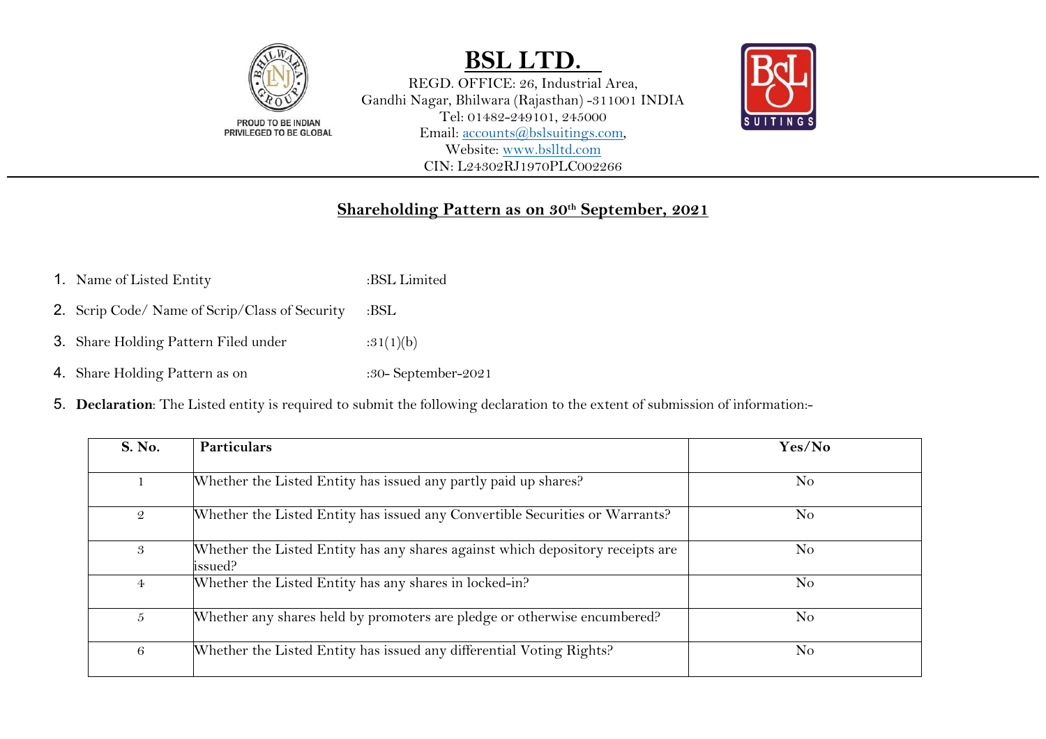PROUD TO BE INDIAN
PRIVILEGED TO BE GLOBAL

# BSL LTD.

REGD. OFFICE: 26, Industrial Area,
Gandhi Nagar, Bhilwara (Rajasthan) -311001 INDIA
Tel: 01482-249101, 245000
Email: accounts@bslsuitings.com,
Website: www.bslltd.com
CIN: L24302RJ1970PLC002266

SUITINGS

## Shareholding Pattern as on 30th September, 2021

1. Name of Listed Entity :BSL Limited
2. Scrip Code/ Name of Scrip/Class of Security :BSL
3. Share Holding Pattern Filed under :31(1)(b)
4. Share Holding Pattern as on :30- September-2021
5. **Declaration**: The Listed entity is required to submit the following declaration to the extent of submission of information:-

| S. No. | Particulars | Yes/No |
|---|---|---|
| 1 | Whether the Listed Entity has issued any partly paid up shares? | No |
| 2 | Whether the Listed Entity has issued any Convertible Securities or Warrants? | No |
| 3 | Whether the Listed Entity has any shares against which depository receipts are issued? | No |
| 4 | Whether the Listed Entity has any shares in locked-in? | No |
| 5 | Whether any shares held by promoters are pledge or otherwise encumbered? | No |
| 6 | Whether the Listed Entity has issued any differential Voting Rights? | No |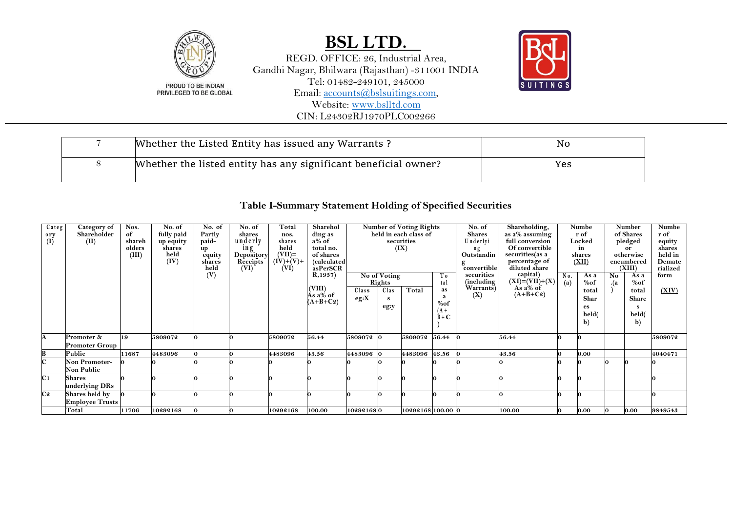# BSL LTD.

REGD. OFFICE: 26, Industrial Area,
Gandhi Nagar, Bhilwara (Rajasthan) -311001 INDIA
Tel: 01482-249101, 245000
Email: accounts@bslsuitings.com,
Website: www.bslltd.com
CIN: L24302RJ1970PLC002266

PROUD TO BE INDIAN
PRIVILEGED TO BE GLOBAL

| 7 | Whether the Listed Entity has issued any Warrants ? | No |
|---|---|---|
| 8 | Whether the listed entity has any significant beneficial owner? | Yes |

## Table I-Summary Statement Holding of Specified Securities

| Category (I) | Category of Shareholder (II) | Nos. of shareholders (III) | No. of fully paid up equity shares held (IV) | No. of Partly paid-up equity shares held (V) | No. of shares underlying Depository Receipts (VI) | Total nos. shares held (VII)= (IV)+(V)+ (VI) | Shareholding as a% of total no. of shares (calculated asPerSCR R,1957) (VIII) As a% of (A+B+C2) | Number of Voting Rights held in each class of securities (IX) | | | | No. of Shares Underlying Outstanding convertible securities (including Warrants) (X) | Shareholding, as a% assuming full conversion Of convertible securities(as a percentage of diluted share capital) (XI)=(VII)+(X) As a% of (A+B+C2) | Number of Locked in shares (XII) | | Number of Shares pledged or otherwise encumbered (XIII) | | Number of equity shares held in Dematerialized form (XIV) |
|---|---|---|---|---|---|---|---|---|---|---|---|---|---|---|---|---|---|---|
| | | | | | | | | No of Voting Rights | | | Total as a %of (A+B+C) | | | No. (a) | As a %of total Shares held(b) | No. (a) | As a %of total Shares held(b) | |
| | | | | | | | | Class eg:X | Class eg:y | Total | | | | | | | | |
| A | Promoter & Promoter Group | 19 | 5809072 | 0 | 0 | 5809072 | 56.44 | 5809072 | 0 | 5809072 | 56.44 | 0 | 56.44 | 0 | 0 | | | 5809072 |
| B | Public | 11687 | 4483096 | 0 | 0 | 4483096 | 43.56 | 4483096 | 0 | 4483096 | 43.56 | 0 | 43.56 | 0 | 0.00 | | | 4040471 |
| C | Non Promoter-Non Public | 0 | 0 | 0 | 0 | 0 | 0 | 0 | 0 | 0 | 0 | 0 | 0 | 0 | 0 | 0 | 0 | 0 |
| C1 | Shares underlying DRs | 0 | 0 | 0 | 0 | 0 | 0 | 0 | 0 | 0 | 0 | 0 | 0 | 0 | 0 | | | 0 |
| C2 | Shares held by Employee Trusts | 0 | 0 | 0 | 0 | 0 | 0 | 0 | 0 | 0 | 0 | 0 | 0 | 0 | 0 | | | 0 |
| | Total | 11706 | 10292168 | 0 | 0 | 10292168 | 100.00 | 10292168 | 0 | 10292168 | 100.00 | 0 | 100.00 | 0 | 0.00 | 0 | 0.00 | 9849543 |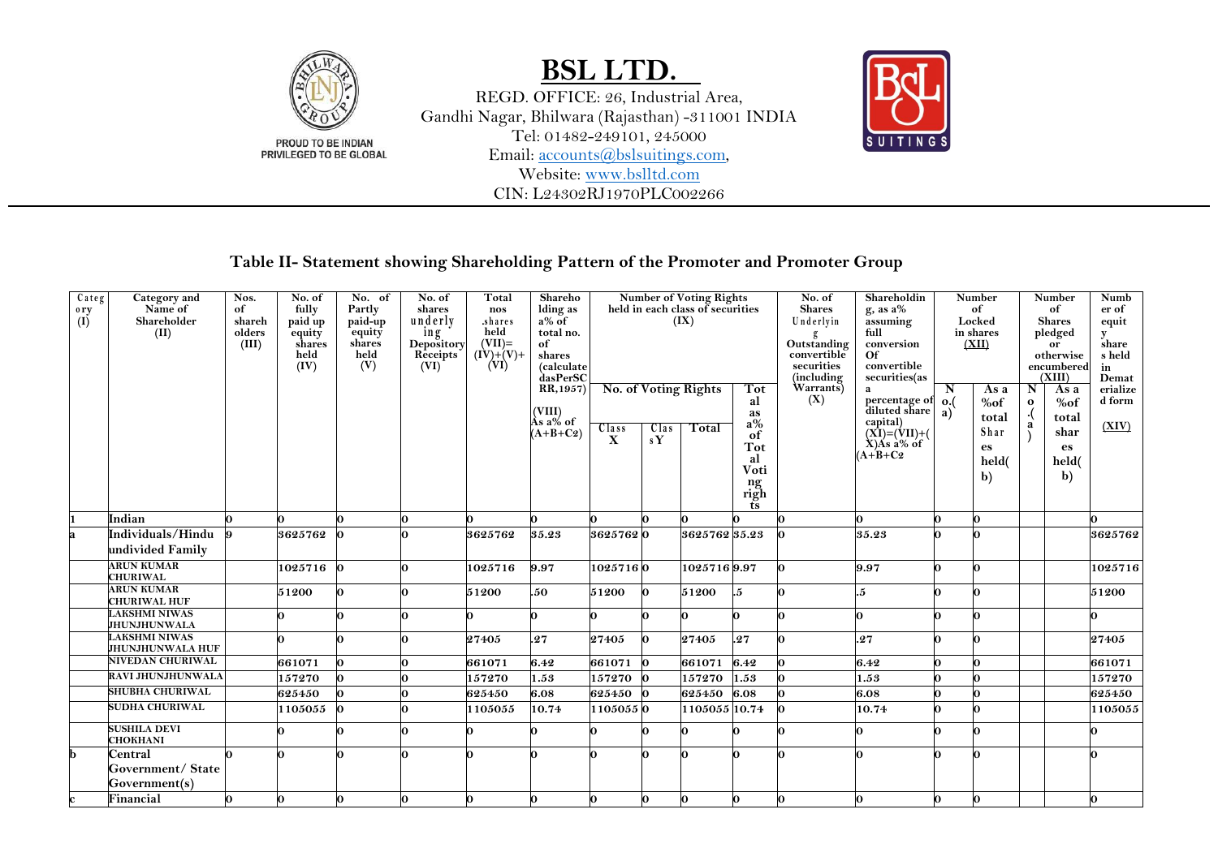# BSL LTD.

REGD. OFFICE: 26, Industrial Area,
Gandhi Nagar, Bhilwara (Rajasthan) -311001 INDIA
Tel: 01482-249101, 245000
Email: accounts@bslsuitings.com,
Website: www.bslltd.com
CIN: L24302RJ1970PLC002266

PROUD TO BE INDIAN
PRIVILEGED TO BE GLOBAL

## Table II- Statement showing Shareholding Pattern of the Promoter and Promoter Group

| Category (I) | Category and Name of Shareholder (II) | Nos. of shareholders (III) | No. of fully paid up equity shares held (IV) | No. of Partly paid-up equity shares held (V) | No. of shares underlying Depository Receipts (VI) | Total nos .shares held (VII)= (IV)+(V)+ (VI) | Shareholding as a% of total no. of shares (calculated as PerSCRR,1957) (VIII) As a% of (A+B+C2) | Number of Voting Rights held in each class of securities (IX) | | | | No. of Shares Underlying Outstanding convertible securities (including Warrants) (X) | Shareholding, as a% assuming full conversion Of convertible securities(as a percentage of diluted share capital) (XI)=(VII)+(X)As a% of (A+B+C2 | Number of Locked in shares (XII) | | Number of Shares pledged or otherwise encumbered (XIII) | | Number of equity shares held in Dematerialized form (XIV) |
|---|---|---|---|---|---|---|---|---|---|---|---|---|---|---|---|---|---|---|
| | | | | | | | | No. of Voting Rights | | | Total as a% of Total Voting rights | | | No.(a) | As a %of total Shares held(b) | No.(a) | As a %of total shares held(b) | |
| | | | | | | | | Class X | Class Y | Total | | | | | | | | |
| 1 | Indian | 0 | 0 | 0 | 0 | 0 | 0 | 0 | 0 | 0 | 0 | 0 | 0 | 0 | 0 | | | 0 |
| a | Individuals/Hindu undivided Family | 9 | 3625762 | 0 | 0 | 3625762 | 35.23 | 3625762 | 0 | 3625762 | 35.23 | 0 | 35.23 | 0 | 0 | | | 3625762 |
| | ARUN KUMAR CHURIWAL | | 1025716 | 0 | 0 | 1025716 | 9.97 | 1025716 | 0 | 1025716 | 9.97 | 0 | 9.97 | 0 | 0 | | | 1025716 |
| | ARUN KUMAR CHURIWAL HUF | | 51200 | 0 | 0 | 51200 | .50 | 51200 | 0 | 51200 | .5 | 0 | .5 | 0 | 0 | | | 51200 |
| | LAKSHMI NIWAS JHUNJHUNWALA | | 0 | 0 | 0 | 0 | 0 | 0 | 0 | 0 | 0 | 0 | 0 | 0 | 0 | | | 0 |
| | LAKSHMI NIWAS JHUNJHUNWALA HUF | | 0 | 0 | 0 | 27405 | .27 | 27405 | 0 | 27405 | .27 | 0 | .27 | 0 | 0 | | | 27405 |
| | NIVEDAN CHURIWAL | | 661071 | 0 | 0 | 661071 | 6.42 | 661071 | 0 | 661071 | 6.42 | 0 | 6.42 | 0 | 0 | | | 661071 |
| | RAVI JHUNJHUNWALA | | 157270 | 0 | 0 | 157270 | 1.53 | 157270 | 0 | 157270 | 1.53 | 0 | 1.53 | 0 | 0 | | | 157270 |
| | SHUBHA CHURIWAL | | 625450 | 0 | 0 | 625450 | 6.08 | 625450 | 0 | 625450 | 6.08 | 0 | 6.08 | 0 | 0 | | | 625450 |
| | SUDHA CHURIWAL | | 1105055 | 0 | 0 | 1105055 | 10.74 | 1105055 | 0 | 1105055 | 10.74 | 0 | 10.74 | 0 | 0 | | | 1105055 |
| | SUSHILA DEVI CHOKHANI | | 0 | 0 | 0 | 0 | 0 | 0 | 0 | 0 | 0 | 0 | 0 | 0 | 0 | | | 0 |
| b | Central Government/ State Government(s) | 0 | 0 | 0 | 0 | 0 | 0 | 0 | 0 | 0 | 0 | 0 | 0 | 0 | 0 | | | 0 |
| c | Financial | 0 | 0 | 0 | 0 | 0 | 0 | 0 | 0 | 0 | 0 | 0 | 0 | 0 | 0 | | | 0 |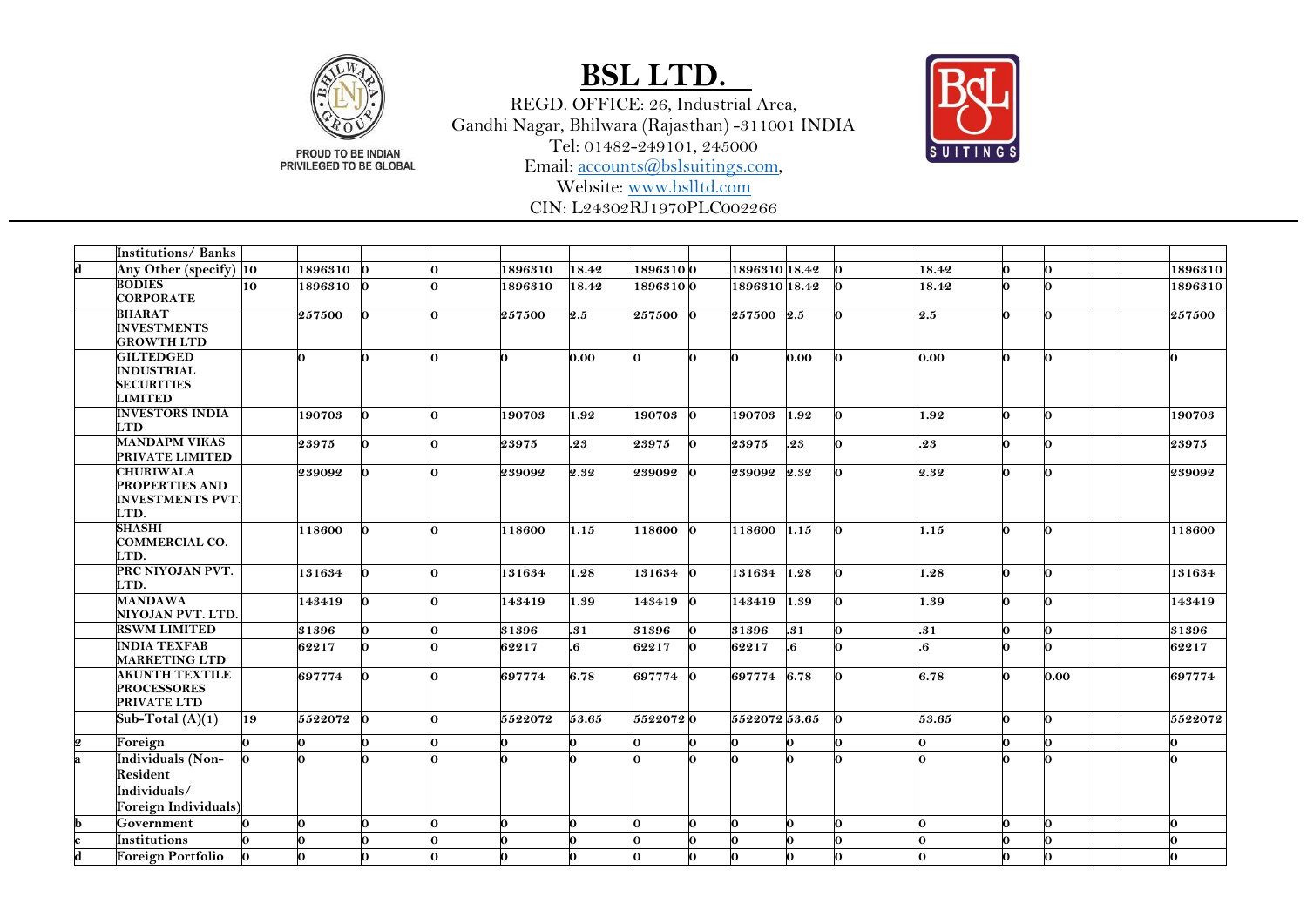| | | | | | | | | | | | | | | | | | | |
|---|---|---|---|---|---|---|---|---|---|---|---|---|---|---|---|---|---|---|
| | **Institutions/ Banks** | | | | | | | | | | | | | | | | | |
| **d** | **Any Other (specify)** | **10** | **1896310** | **0** | **0** | **1896310** | **18.42** | **1896310** | **0** | **1896310** | **18.42** | **0** | **18.42** | **0** | **0** | | | **1896310** |
| | **BODIES CORPORATE** | **10** | **1896310** | **0** | **0** | **1896310** | **18.42** | **1896310** | **0** | **1896310** | **18.42** | **0** | **18.42** | **0** | **0** | | | **1896310** |
| | **BHARAT INVESTMENTS GROWTH LTD** | | **257500** | **0** | **0** | **257500** | **2.5** | **257500** | **0** | **257500** | **2.5** | **0** | **2.5** | **0** | **0** | | | **257500** |
| | **GILTEDGED INDUSTRIAL SECURITIES LIMITED** | | **0** | **0** | **0** | **0** | **0.00** | **0** | **0** | **0** | **0.00** | **0** | **0.00** | **0** | **0** | | | **0** |
| | **INVESTORS INDIA LTD** | | **190703** | **0** | **0** | **190703** | **1.92** | **190703** | **0** | **190703** | **1.92** | **0** | **1.92** | **0** | **0** | | | **190703** |
| | **MANDAPM VIKAS PRIVATE LIMITED** | | **23975** | **0** | **0** | **23975** | **.23** | **23975** | **0** | **23975** | **.23** | **0** | **.23** | **0** | **0** | | | **23975** |
| | **CHURIWALA PROPERTIES AND INVESTMENTS PVT. LTD.** | | **239092** | **0** | **0** | **239092** | **2.32** | **239092** | **0** | **239092** | **2.32** | **0** | **2.32** | **0** | **0** | | | **239092** |
| | **SHASHI COMMERCIAL CO. LTD.** | | **118600** | **0** | **0** | **118600** | **1.15** | **118600** | **0** | **118600** | **1.15** | **0** | **1.15** | **0** | **0** | | | **118600** |
| | **PRC NIYOJAN PVT. LTD.** | | **131634** | **0** | **0** | **131634** | **1.28** | **131634** | **0** | **131634** | **1.28** | **0** | **1.28** | **0** | **0** | | | **131634** |
| | **MANDAWA NIYOJAN PVT. LTD.** | | **143419** | **0** | **0** | **143419** | **1.39** | **143419** | **0** | **143419** | **1.39** | **0** | **1.39** | **0** | **0** | | | **143419** |
| | **RSWM LIMITED** | | **31396** | **0** | **0** | **31396** | **.31** | **31396** | **0** | **31396** | **.31** | **0** | **.31** | **0** | **0** | | | **31396** |
| | **INDIA TEXFAB MARKETING LTD** | | **62217** | **0** | **0** | **62217** | **.6** | **62217** | **0** | **62217** | **.6** | **0** | **.6** | **0** | **0** | | | **62217** |
| | **AKUNTH TEXTILE PROCESSORES PRIVATE LTD** | | **697774** | **0** | **0** | **697774** | **6.78** | **697774** | **0** | **697774** | **6.78** | **0** | **6.78** | **0** | **0.00** | | | **697774** |
| | **Sub-Total (A)(1)** | **19** | **5522072** | **0** | **0** | **5522072** | **53.65** | **5522072** | **0** | **5522072** | **53.65** | **0** | **53.65** | **0** | **0** | | | **5522072** |
| **2** | **Foreign** | **0** | **0** | **0** | **0** | **0** | **0** | **0** | **0** | **0** | **0** | **0** | **0** | **0** | **0** | | | **0** |
| **a** | **Individuals (Non-Resident Individuals/ Foreign Individuals)** | **0** | **0** | **0** | **0** | **0** | **0** | **0** | **0** | **0** | **0** | **0** | **0** | **0** | **0** | | | **0** |
| **b** | **Government** | **0** | **0** | **0** | **0** | **0** | **0** | **0** | **0** | **0** | **0** | **0** | **0** | **0** | **0** | | | **0** |
| **c** | **Institutions** | **0** | **0** | **0** | **0** | **0** | **0** | **0** | **0** | **0** | **0** | **0** | **0** | **0** | **0** | | | **0** |
| **d** | **Foreign Portfolio** | **0** | **0** | **0** | **0** | **0** | **0** | **0** | **0** | **0** | **0** | **0** | **0** | **0** | **0** | | | **0** |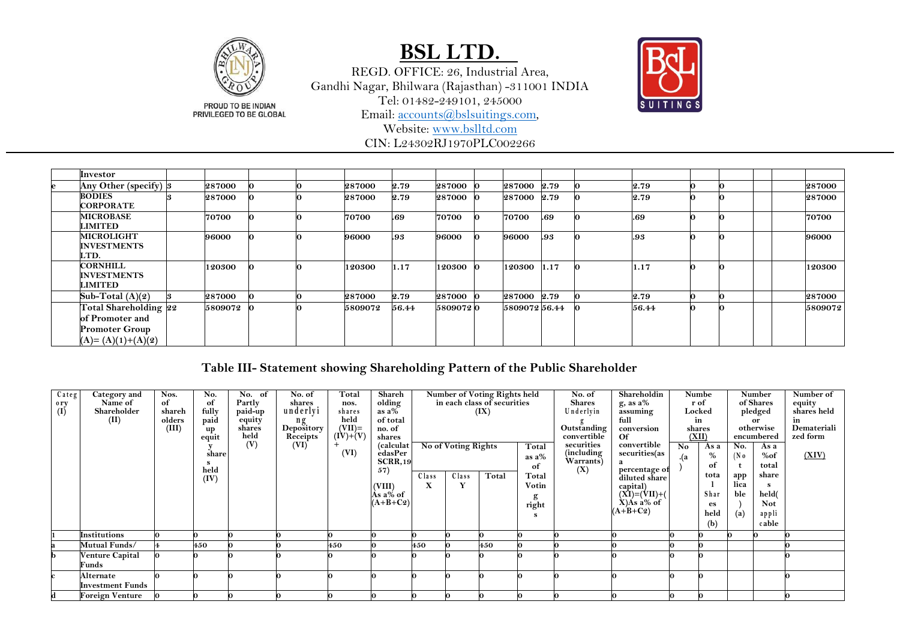| | | | | | | | | | | | | | | | | | | |
|---|---|---|---|---|---|---|---|---|---|---|---|---|---|---|---|---|---|---|
| | **Investor** | | | | | | | | | | | | | | | | | |
| **e** | **Any Other (specify)** | **3** | **287000** | **0** | **0** | **287000** | **2.79** | **287000** | **0** | **287000** | **2.79** | **0** | **2.79** | **0** | **0** | | | **287000** |
| | **BODIES CORPORATE** | **3** | **287000** | **0** | **0** | **287000** | **2.79** | **287000** | **0** | **287000** | **2.79** | **0** | **2.79** | **0** | **0** | | | **287000** |
| | **MICROBASE LIMITED** | | **70700** | **0** | **0** | **70700** | **.69** | **70700** | **0** | **70700** | **.69** | **0** | **.69** | **0** | **0** | | | **70700** |
| | **MICROLIGHT INVESTMENTS LTD.** | | **96000** | **0** | **0** | **96000** | **.93** | **96000** | **0** | **96000** | **.93** | **0** | **.93** | **0** | **0** | | | **96000** |
| | **CORNHILL INVESTMENTS LIMITED** | | **120300** | **0** | **0** | **120300** | **1.17** | **120300** | **0** | **120300** | **1.17** | **0** | **1.17** | **0** | **0** | | | **120300** |
| | **Sub-Total (A)(2)** | **3** | **287000** | **0** | **0** | **287000** | **2.79** | **287000** | **0** | **287000** | **2.79** | **0** | **2.79** | **0** | **0** | | | **287000** |
| | **Total Shareholding of Promoter and Promoter Group (A)= (A)(1)+(A)(2)** | **22** | **5809072** | **0** | **0** | **5809072** | **56.44** | **5809072** | **0** | **5809072** | **56.44** | **0** | **56.44** | **0** | **0** | | | **5809072** |

## Table III- Statement showing Shareholding Pattern of the Public Shareholder

| Category (I) | Category and Name of Shareholder (II) | Nos. of shareholders (III) | No. of fully paid up equity shares held (IV) | No. of Partly paid-up equity shares held (V) | No. of shares underlying Depository Receipts (VI) | Total nos. shares held (VII)= (IV)+(V)+ (VI) | Shareholding as a% of total no. of shares (calculated as Per SCRR,1957) (VIII) As a% of (A+B+C2) | Number of Voting Rights held in each class of securities (IX) | | | | No. of Shares Underlying Outstanding convertible securities (including Warrants) (X) | Shareholding, as a% assuming full conversion Of convertible securities(as a percentage of diluted share capital) (XI)=(VII)+(X)As a% of (A+B+C2) | Number of Locked in shares (XII) | | Number of Shares pledged or otherwise encumbered | | Number of equity shares held in Dematerialized form (XIV) |
|---|---|---|---|---|---|---|---|---|---|---|---|---|---|---|---|---|---|---|
| | | | | | | | | No of Voting Rights | | | Total as a% of Total Voting rights | | | No .(a) | As a % of total Shares held (b) | No. (Not applicable) (a) | As a %of total shares held(Not applicable) | |
| | | | | | | | | Class X | Class Y | Total | | | | | | | | |
| **1** | **Institutions** | **0** | **0** | **0** | **0** | **0** | **0** | **0** | **0** | **0** | **0** | **0** | **0** | **0** | **0** | **0** | **0** | **0** |
| **a** | **Mutual Funds/** | **4** | **450** | **0** | **0** | **450** | **0** | **450** | **0** | **450** | **0** | **0** | **0** | **0** | **0** | | | **0** |
| **b** | **Venture Capital Funds** | **0** | **0** | **0** | **0** | **0** | **0** | **0** | **0** | **0** | **0** | **0** | **0** | **0** | **0** | | | **0** |
| **c** | **Alternate Investment Funds** | **0** | **0** | **0** | **0** | **0** | **0** | **0** | **0** | **0** | **0** | **0** | **0** | **0** | **0** | | | **0** |
| **d** | **Foreign Venture** | **0** | **0** | **0** | **0** | **0** | **0** | **0** | **0** | **0** | **0** | **0** | **0** | **0** | **0** | | | **0** |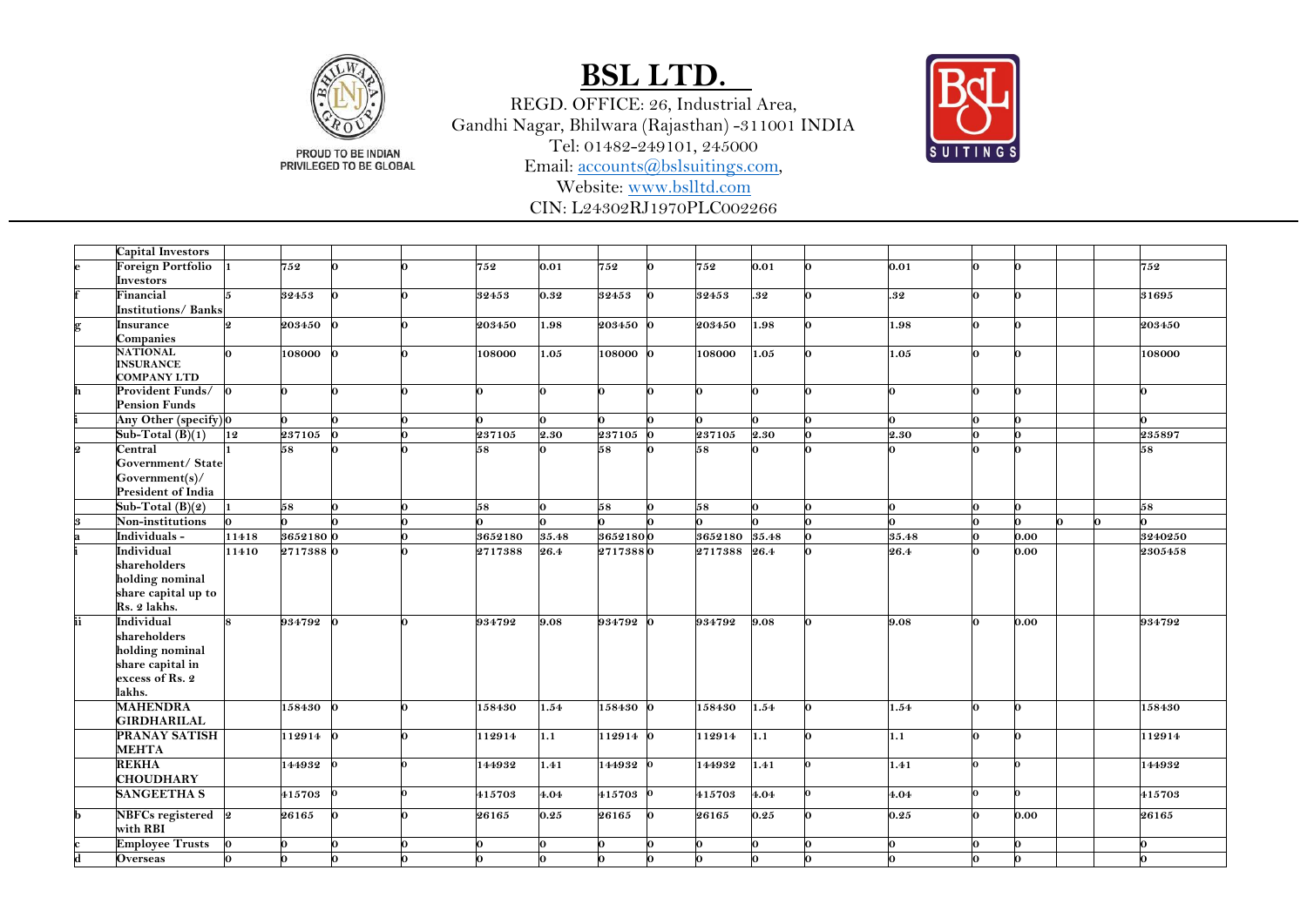| | | | | | | | | | | | | | | | | | | |
|---|---|---|---|---|---|---|---|---|---|---|---|---|---|---|---|---|---|---|
| | **Capital Investors** | | | | | | | | | | | | | | | | | |
| e | **Foreign Portfolio Investors** | 1 | 752 | 0 | 0 | 752 | 0.01 | 752 | 0 | 752 | 0.01 | 0 | 0.01 | 0 | 0 | | | 752 |
| f | **Financial Institutions/ Banks** | 5 | 32453 | 0 | 0 | 32453 | 0.32 | 32453 | 0 | 32453 | .32 | 0 | .32 | 0 | 0 | | | 31695 |
| g | **Insurance Companies** | 2 | 203450 | 0 | 0 | 203450 | 1.98 | 203450 | 0 | 203450 | 1.98 | 0 | 1.98 | 0 | 0 | | | 203450 |
| | **NATIONAL INSURANCE COMPANY LTD** | 0 | 108000 | 0 | 0 | 108000 | 1.05 | 108000 | 0 | 108000 | 1.05 | 0 | 1.05 | 0 | 0 | | | 108000 |
| h | **Provident Funds/ Pension Funds** | 0 | 0 | 0 | 0 | 0 | 0 | 0 | 0 | 0 | 0 | 0 | 0 | 0 | 0 | | | 0 |
| i | **Any Other (specify)** | 0 | 0 | 0 | 0 | 0 | 0 | 0 | 0 | 0 | 0 | 0 | 0 | 0 | 0 | | | 0 |
| | **Sub-Total (B)(1)** | 12 | 237105 | 0 | 0 | 237105 | 2.30 | 237105 | 0 | 237105 | 2.30 | 0 | 2.30 | 0 | 0 | | | 235897 |
| 2 | **Central Government/ State Government(s)/ President of India** | 1 | 58 | 0 | 0 | 58 | 0 | 58 | 0 | 58 | 0 | 0 | 0 | 0 | 0 | | | 58 |
| | **Sub-Total (B)(2)** | 1 | 58 | 0 | 0 | 58 | 0 | 58 | 0 | 58 | 0 | 0 | 0 | 0 | 0 | | | 58 |
| 3 | **Non-institutions** | 0 | 0 | 0 | 0 | 0 | 0 | 0 | 0 | 0 | 0 | 0 | 0 | 0 | 0 | 0 | 0 | 0 |
| a | **Individuals -** | 11418 | 3652180 | 0 | 0 | 3652180 | 35.48 | 3652180 | 0 | 3652180 | 35.48 | 0 | 35.48 | 0 | 0.00 | | | 3240250 |
| i | **Individual shareholders holding nominal share capital up to Rs. 2 lakhs.** | 11410 | 2717388 | 0 | 0 | 2717388 | 26.4 | 2717388 | 0 | 2717388 | 26.4 | 0 | 26.4 | 0 | 0.00 | | | 2305458 |
| ii | **Individual shareholders holding nominal share capital in excess of Rs. 2 lakhs.** | 8 | 934792 | 0 | 0 | 934792 | 9.08 | 934792 | 0 | 934792 | 9.08 | 0 | 9.08 | 0 | 0.00 | | | 934792 |
| | **MAHENDRA GIRDHARILAL** | | 158430 | 0 | 0 | 158430 | 1.54 | 158430 | 0 | 158430 | 1.54 | 0 | 1.54 | 0 | 0 | | | 158430 |
| | **PRANAY SATISH MEHTA** | | 112914 | 0 | 0 | 112914 | 1.1 | 112914 | 0 | 112914 | 1.1 | 0 | 1.1 | 0 | 0 | | | 112914 |
| | **REKHA CHOUDHARY** | | 144932 | 0 | 0 | 144932 | 1.41 | 144932 | 0 | 144932 | 1.41 | 0 | 1.41 | 0 | 0 | | | 144932 |
| | **SANGEETHA S** | | 415703 | 0 | 0 | 415703 | 4.04 | 415703 | 0 | 415703 | 4.04 | 0 | 4.04 | 0 | 0 | | | 415703 |
| b | **NBFCs registered with RBI** | 2 | 26165 | 0 | 0 | 26165 | 0.25 | 26165 | 0 | 26165 | 0.25 | 0 | 0.25 | 0 | 0.00 | | | 26165 |
| c | **Employee Trusts** | 0 | 0 | 0 | 0 | 0 | 0 | 0 | 0 | 0 | 0 | 0 | 0 | 0 | 0 | | | 0 |
| d | **Overseas** | 0 | 0 | 0 | 0 | 0 | 0 | 0 | 0 | 0 | 0 | 0 | 0 | 0 | 0 | | | 0 |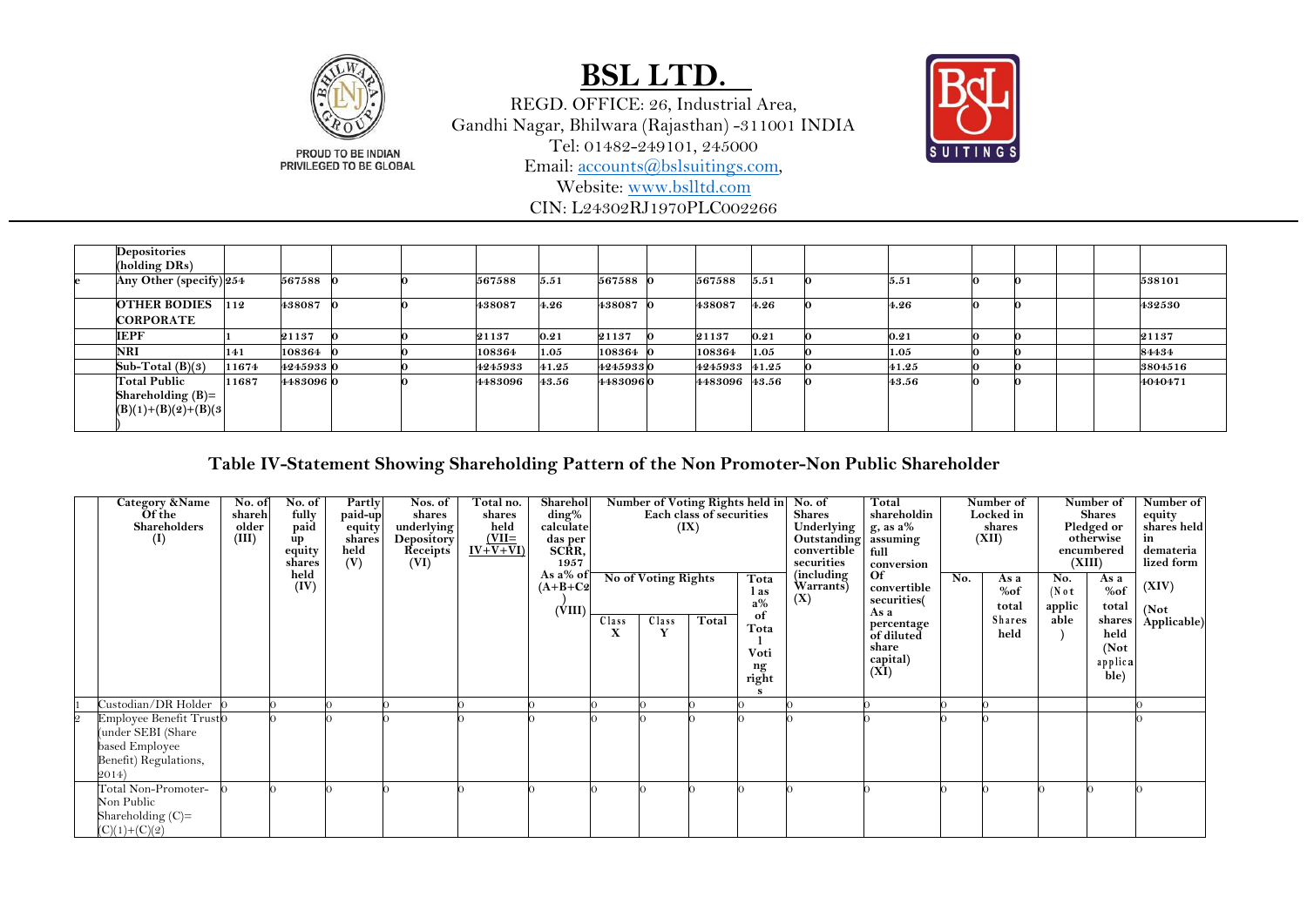# BSL LTD.

REGD. OFFICE: 26, Industrial Area,
Gandhi Nagar, Bhilwara (Rajasthan) -311001 INDIA
Tel: 01482-249101, 245000
Email: accounts@bslsuitings.com,
Website: www.bslltd.com
CIN: L24302RJ1970PLC002266

| | | | | | | | | | | | | | | | | | | |
|---|---|---|---|---|---|---|---|---|---|---|---|---|---|---|---|---|---|---|
| | **Depositories (holding DRs)** | | | | | | | | | | | | | | | | | |
| **e** | **Any Other (specify)** | **254** | **567588** | **0** | **0** | **567588** | **5.51** | **567588** | **0** | **567588** | **5.51** | **0** | **5.51** | **0** | **0** | | | **538101** |
| | **OTHER BODIES CORPORATE** | **112** | **438087** | **0** | **0** | **438087** | **4.26** | **438087** | **0** | **438087** | **4.26** | **0** | **4.26** | **0** | **0** | | | **432530** |
| | **IEPF** | **1** | **21137** | **0** | **0** | **21137** | **0.21** | **21137** | **0** | **21137** | **0.21** | **0** | **0.21** | **0** | **0** | | | **21137** |
| | **NRI** | **141** | **108364** | **0** | **0** | **108364** | **1.05** | **108364** | **0** | **108364** | **1.05** | **0** | **1.05** | **0** | **0** | | | **84434** |
| | **Sub-Total (B)(3)** | **11674** | **4245933** | **0** | **0** | **4245933** | **41.25** | **4245933** | **0** | **4245933** | **41.25** | **0** | **41.25** | **0** | **0** | | | **3804516** |
| | **Total Public Shareholding (B)= (B)(1)+(B)(2)+(B)(3)** | **11687** | **4483096** | **0** | **0** | **4483096** | **43.56** | **4483096** | **0** | **4483096** | **43.56** | **0** | **43.56** | **0** | **0** | | | **4040471** |

## Table IV-Statement Showing Shareholding Pattern of the Non Promoter-Non Public Shareholder

| | Category &Name Of the Shareholders (I) | No. of shareholder (III) | No. of fully paid up equity shares held (IV) | Partly paid-up equity shares held (V) | Nos. of shares underlying Depository Receipts (VI) | Total no. shares held (VII= IV+V+VI) | Shareholding% calculated as per SCRR, 1957 As a% of (A+B+C2) (VIII) | Number of Voting Rights held in Each class of securities (IX) | | | | No. of Shares Underlying Outstanding convertible securities (including Warrants) (X) | Total shareholding, as a% assuming full conversion Of convertible securities( As a percentage of diluted share capital) (XI) | Number of Locked in shares (XII) | | Number of Shares Pledged or otherwise encumbered (XIII) | | Number of equity shares held in dematerialized form (XIV) (Not Applicable) |
|---|---|---|---|---|---|---|---|---|---|---|---|---|---|---|---|---|---|---|
| | | | | | | | | No of Voting Rights | | | Total as a% of Total Voting rights | | | No. | As a %of total Shares held | No. (Not applicable) | As a %of total shares held (Not applicable) | |
| | | | | | | | | Class X | Class Y | Total | | | | | | | | |
| 1 | Custodian/DR Holder | 0 | 0 | 0 | 0 | 0 | 0 | 0 | 0 | 0 | 0 | 0 | 0 | 0 | 0 | | | 0 |
| 2 | Employee Benefit Trust (under SEBI (Share based Employee Benefit) Regulations, 2014) | 0 | 0 | 0 | 0 | 0 | 0 | 0 | 0 | 0 | 0 | 0 | 0 | 0 | 0 | | | 0 |
| | Total Non-Promoter-Non Public Shareholding (C)= (C)(1)+(C)(2) | 0 | 0 | 0 | 0 | 0 | 0 | 0 | 0 | 0 | 0 | 0 | 0 | 0 | 0 | 0 | 0 | 0 |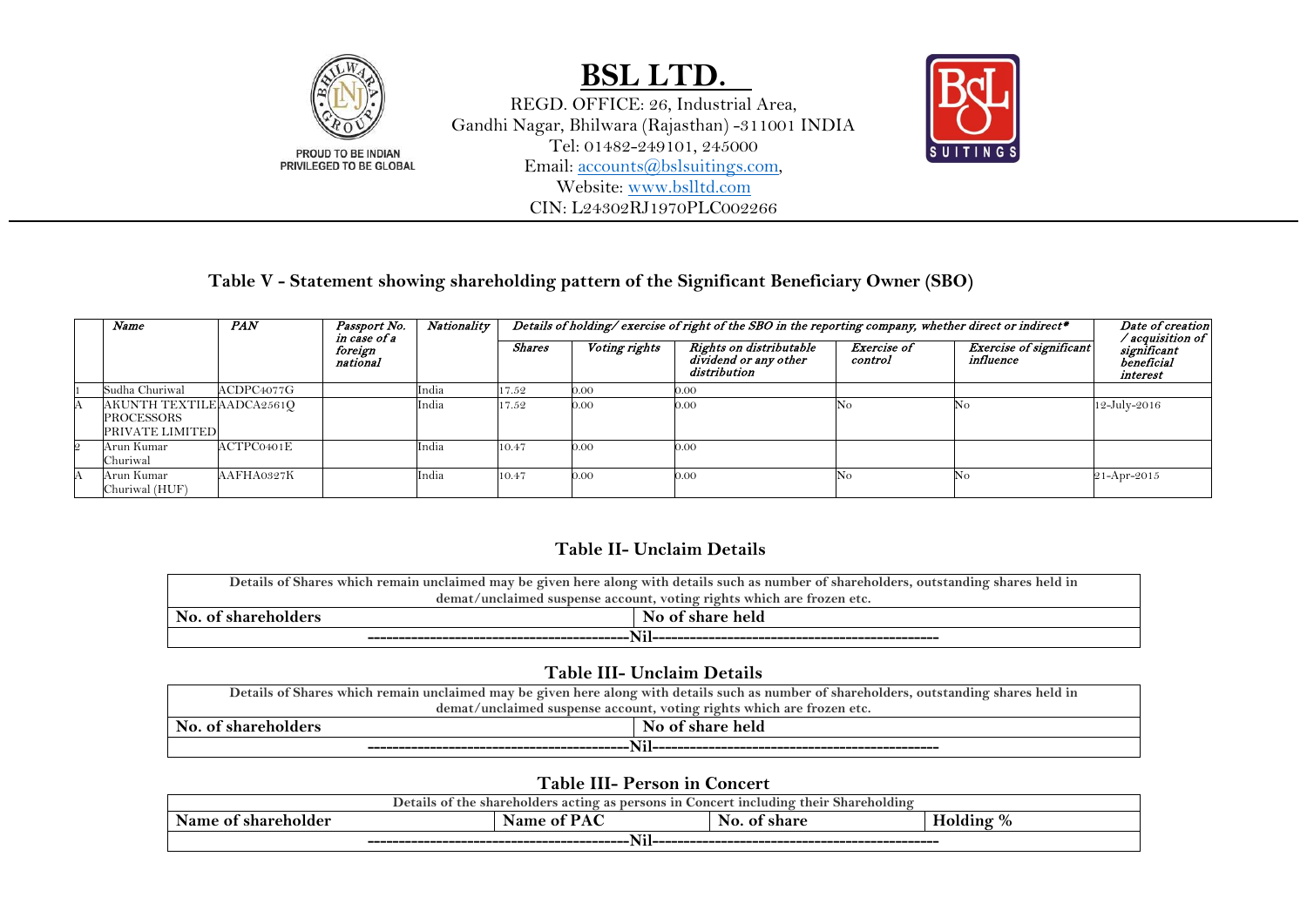# BSL LTD.

REGD. OFFICE: 26, Industrial Area,
Gandhi Nagar, Bhilwara (Rajasthan) -311001 INDIA
Tel: 01482-249101, 245000
Email: accounts@bslsuitings.com,
Website: www.bslltd.com
CIN: L24302RJ1970PLC002266

PROUD TO BE INDIAN
PRIVILEGED TO BE GLOBAL

## Table V - Statement showing shareholding pattern of the Significant Beneficiary Owner (SBO)

| | *Name* | *PAN* | *Passport No. in case of a foreign national* | *Nationality* | *Details of holding/ exercise of right of the SBO in the reporting company, whether direct or indirect** | | | | | *Date of creation / acquisition of significant beneficial interest* |
|---|---|---|---|---|---|---|---|---|---|---|
| | | | | | *Shares* | *Voting rights* | *Rights on distributable dividend or any other distribution* | *Exercise of control* | *Exercise of significant influence* | |
| 1 | Sudha Churiwal | ACDPC4077G | | India | 17.52 | 0.00 | 0.00 | | | |
| A | AKUNTH TEXTILE PROCESSORS PRIVATE LIMITED | AADCA2561Q | | India | 17.52 | 0.00 | 0.00 | No | No | 12-July-2016 |
| 2 | Arun Kumar Churiwal | ACTPC0401E | | India | 10.47 | 0.00 | 0.00 | | | |
| A | Arun Kumar Churiwal (HUF) | AAFHA0327K | | India | 10.47 | 0.00 | 0.00 | No | No | 21-Apr-2015 |

## Table II- Unclaim Details

| Details of Shares which remain unclaimed may be given here along with details such as number of shareholders, outstanding shares held in demat/unclaimed suspense account, voting rights which are frozen etc. | |
|---|---|
| **No. of shareholders** | **No of share held** |
| ----------------------------------------Nil---------------------------------------- | |

## Table III- Unclaim Details

| Details of Shares which remain unclaimed may be given here along with details such as number of shareholders, outstanding shares held in demat/unclaimed suspense account, voting rights which are frozen etc. | |
|---|---|
| **No. of shareholders** | **No of share held** |
| ----------------------------------------Nil---------------------------------------- | |

## Table III- Person in Concert

| Details of the shareholders acting as persons in Concert including their Shareholding | | | |
|---|---|---|---|
| **Name of shareholder** | **Name of PAC** | **No. of share** | **Holding %** |
| ----------------------------------------Nil---------------------------------------- | | | |